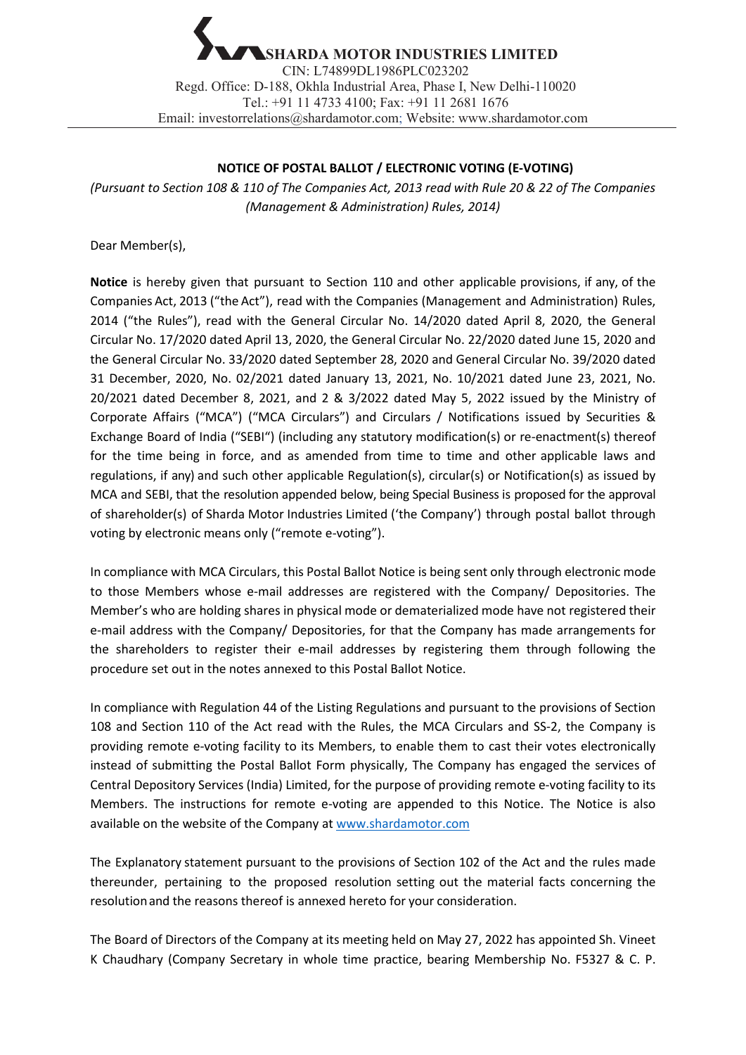**SHARDA MOTOR INDUSTRIES LIMITED**

CIN: L74899DL1986PLC023202

Regd. Office: D-188, Okhla Industrial Area, Phase I, New Delhi-110020

Tel.: +91 11 4733 4100; Fax: +91 11 2681 1676

Email: investorrelations@shardamotor.com; Website: www.shardamotor.com

## NOTICE OF POSTAL BALLOT / ELECTRONIC VOTING (E-VOTING)

*(Pursuant to Section 108 & 110 of The Companies Act, 2013 read with Rule 20 & 22 of The Companies (Management & Administration) Rules, 2014)*

Dear Member(s),

**Notice** is hereby given that pursuant to Section 110 and other applicable provisions, if any, of the Companies Act, 2013 ("the Act"), read with the Companies (Management and Administration) Rules, 2014 ("the Rules"), read with the General Circular No. 14/2020 dated April 8, 2020, the General Circular No. 17/2020 dated April 13, 2020, the General Circular No. 22/2020 dated June 15, 2020 and the General Circular No. 33/2020 dated September 28, 2020 and General Circular No. 39/2020 dated 31 December, 2020, No. 02/2021 dated January 13, 2021, No. 10/2021 dated June 23, 2021, No. 20/2021 dated December 8, 2021, and 2 & 3/2022 dated May 5, 2022 issued by the Ministry of Corporate Affairs ("MCA") ("MCA Circulars") and Circulars / Notifications issued by Securities & Exchange Board of India ("SEBI") (including any statutory modification(s) or re-enactment(s) thereof for the time being in force, and as amended from time to time and other applicable laws and regulations, if any) and such other applicable Regulation(s), circular(s) or Notification(s) as issued by MCA and SEBI, that the resolution appended below, being Special Business is proposed for the approval of shareholder(s) of Sharda Motor Industries Limited ('the Company') through postal ballot through voting by electronic means only ("remote e-voting").

In compliance with MCA Circulars, this Postal Ballot Notice is being sent only through electronic mode to those Members whose e-mail addresses are registered with the Company/ Depositories. The Member's who are holding shares in physical mode or dematerialized mode have not registered their e-mail address with the Company/ Depositories, for that the Company has made arrangements for the shareholders to register their e-mail addresses by registering them through following the procedure set out in the notes annexed to this Postal Ballot Notice.

In compliance with Regulation 44 of the Listing Regulations and pursuant to the provisions of Section 108 and Section 110 of the Act read with the Rules, the MCA Circulars and SS-2, the Company is providing remote e-voting facility to its Members, to enable them to cast their votes electronically instead of submitting the Postal Ballot Form physically, The Company has engaged the services of Central Depository Services (India) Limited, for the purpose of providing remote e-voting facility to its Members. The instructions for remote e-voting are appended to this Notice. The Notice is also available on the website of the Company at www.shardamotor.com

The Explanatory statement pursuant to the provisions of Section 102 of the Act and the rules made thereunder, pertaining to the proposed resolution setting out the material facts concerning the resolution and the reasons thereof is annexed hereto for your consideration.

The Board of Directors of the Company at its meeting held on May 27, 2022 has appointed Sh. Vineet K Chaudhary (Company Secretary in whole time practice, bearing Membership No. F5327 & C. P.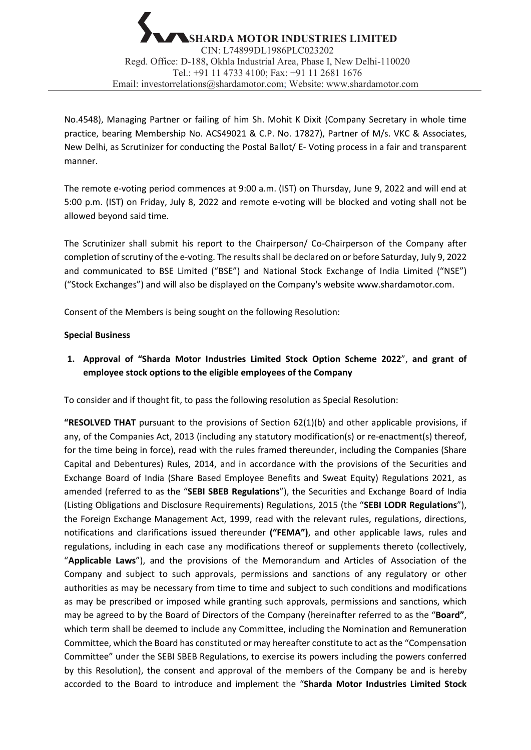No.4548), Managing Partner or failing of him Sh. Mohit K Dixit (Company Secretary in whole time practice, bearing Membership No. ACS49021 & C.P. No. 17827), Partner of M/s. VKC & Associates, New Delhi, as Scrutinizer for conducting the Postal Ballot/ E- Voting process in a fair and transparent manner.

The remote e-voting period commences at 9:00 a.m. (IST) on Thursday, June 9, 2022 and will end at 5:00 p.m. (IST) on Friday, July 8, 2022 and remote e-voting will be blocked and voting shall not be allowed beyond said time.

The Scrutinizer shall submit his report to the Chairperson/ Co-Chairperson of the Company after completion of scrutiny of the e-voting. The results shall be declared on or before Saturday, July 9, 2022 and communicated to BSE Limited ("BSE") and National Stock Exchange of India Limited ("NSE") ("Stock Exchanges") and will also be displayed on the Company's website www.shardamotor.com.

Consent of the Members is being sought on the following Resolution:

**Special Business**

1. **Approval of "Sharda Motor Industries Limited Stock Option Scheme 2022", and grant of employee stock options to the eligible employees of the Company**

To consider and if thought fit, to pass the following resolution as Special Resolution:

**"RESOLVED THAT** pursuant to the provisions of Section 62(1)(b) and other applicable provisions, if any, of the Companies Act, 2013 (including any statutory modification(s) or re-enactment(s) thereof, for the time being in force), read with the rules framed thereunder, including the Companies (Share Capital and Debentures) Rules, 2014, and in accordance with the provisions of the Securities and Exchange Board of India (Share Based Employee Benefits and Sweat Equity) Regulations 2021, as amended (referred to as the "**SEBI SBEB Regulations**"), the Securities and Exchange Board of India (Listing Obligations and Disclosure Requirements) Regulations, 2015 (the "**SEBI LODR Regulations**"), the Foreign Exchange Management Act, 1999, read with the relevant rules, regulations, directions, notifications and clarifications issued thereunder **("FEMA")**, and other applicable laws, rules and regulations, including in each case any modifications thereof or supplements thereto (collectively, "**Applicable Laws**"), and the provisions of the Memorandum and Articles of Association of the Company and subject to such approvals, permissions and sanctions of any regulatory or other authorities as may be necessary from time to time and subject to such conditions and modifications as may be prescribed or imposed while granting such approvals, permissions and sanctions, which may be agreed to by the Board of Directors of the Company (hereinafter referred to as the "**Board"**, which term shall be deemed to include any Committee, including the Nomination and Remuneration Committee, which the Board has constituted or may hereafter constitute to act as the "Compensation Committee" under the SEBI SBEB Regulations, to exercise its powers including the powers conferred by this Resolution), the consent and approval of the members of the Company be and is hereby accorded to the Board to introduce and implement the "**Sharda Motor Industries Limited Stock**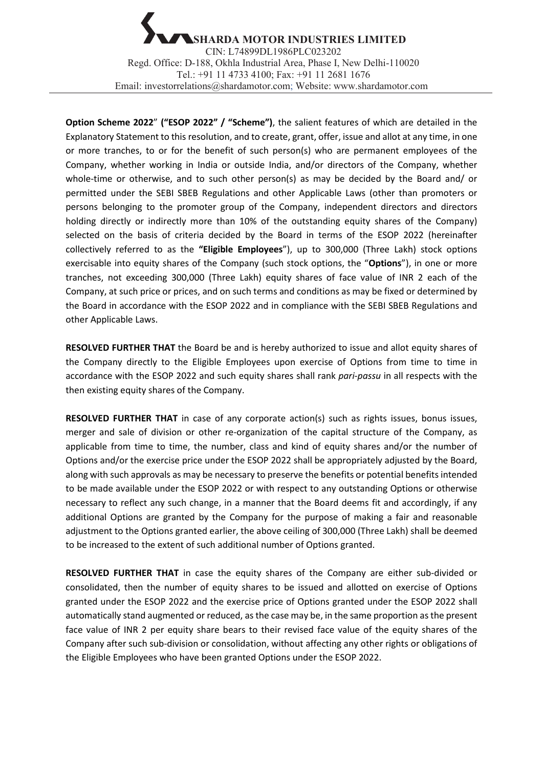**Option Scheme 2022**" **("ESOP 2022" / "Scheme")**, the salient features of which are detailed in the Explanatory Statement to this resolution, and to create, grant, offer, issue and allot at any time, in one or more tranches, to or for the benefit of such person(s) who are permanent employees of the Company, whether working in India or outside India, and/or directors of the Company, whether whole-time or otherwise, and to such other person(s) as may be decided by the Board and/ or permitted under the SEBI SBEB Regulations and other Applicable Laws (other than promoters or persons belonging to the promoter group of the Company, independent directors and directors holding directly or indirectly more than 10% of the outstanding equity shares of the Company) selected on the basis of criteria decided by the Board in terms of the ESOP 2022 (hereinafter collectively referred to as the **"Eligible Employees**"), up to 300,000 (Three Lakh) stock options exercisable into equity shares of the Company (such stock options, the "**Options**"), in one or more tranches, not exceeding 300,000 (Three Lakh) equity shares of face value of INR 2 each of the Company, at such price or prices, and on such terms and conditions as may be fixed or determined by the Board in accordance with the ESOP 2022 and in compliance with the SEBI SBEB Regulations and other Applicable Laws.

**RESOLVED FURTHER THAT** the Board be and is hereby authorized to issue and allot equity shares of the Company directly to the Eligible Employees upon exercise of Options from time to time in accordance with the ESOP 2022 and such equity shares shall rank *pari-passu* in all respects with the then existing equity shares of the Company.

**RESOLVED FURTHER THAT** in case of any corporate action(s) such as rights issues, bonus issues, merger and sale of division or other re-organization of the capital structure of the Company, as applicable from time to time, the number, class and kind of equity shares and/or the number of Options and/or the exercise price under the ESOP 2022 shall be appropriately adjusted by the Board, along with such approvals as may be necessary to preserve the benefits or potential benefits intended to be made available under the ESOP 2022 or with respect to any outstanding Options or otherwise necessary to reflect any such change, in a manner that the Board deems fit and accordingly, if any additional Options are granted by the Company for the purpose of making a fair and reasonable adjustment to the Options granted earlier, the above ceiling of 300,000 (Three Lakh) shall be deemed to be increased to the extent of such additional number of Options granted.

**RESOLVED FURTHER THAT** in case the equity shares of the Company are either sub-divided or consolidated, then the number of equity shares to be issued and allotted on exercise of Options granted under the ESOP 2022 and the exercise price of Options granted under the ESOP 2022 shall automatically stand augmented or reduced, as the case may be, in the same proportion as the present face value of INR 2 per equity share bears to their revised face value of the equity shares of the Company after such sub-division or consolidation, without affecting any other rights or obligations of the Eligible Employees who have been granted Options under the ESOP 2022.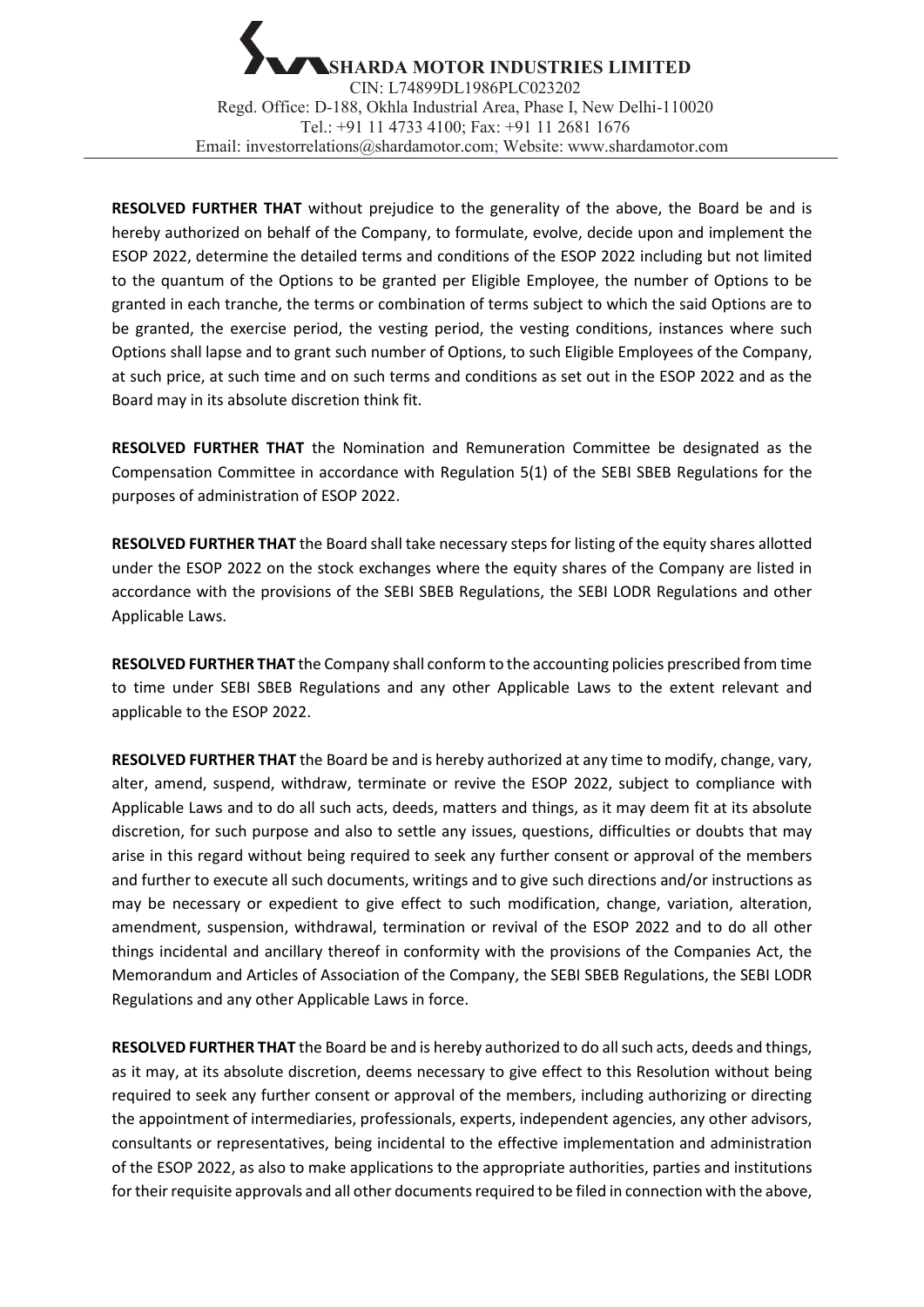**RESOLVED FURTHER THAT** without prejudice to the generality of the above, the Board be and is hereby authorized on behalf of the Company, to formulate, evolve, decide upon and implement the ESOP 2022, determine the detailed terms and conditions of the ESOP 2022 including but not limited to the quantum of the Options to be granted per Eligible Employee, the number of Options to be granted in each tranche, the terms or combination of terms subject to which the said Options are to be granted, the exercise period, the vesting period, the vesting conditions, instances where such Options shall lapse and to grant such number of Options, to such Eligible Employees of the Company, at such price, at such time and on such terms and conditions as set out in the ESOP 2022 and as the Board may in its absolute discretion think fit.

**RESOLVED FURTHER THAT** the Nomination and Remuneration Committee be designated as the Compensation Committee in accordance with Regulation 5(1) of the SEBI SBEB Regulations for the purposes of administration of ESOP 2022.

**RESOLVED FURTHER THAT** the Board shall take necessary steps for listing of the equity shares allotted under the ESOP 2022 on the stock exchanges where the equity shares of the Company are listed in accordance with the provisions of the SEBI SBEB Regulations, the SEBI LODR Regulations and other Applicable Laws.

**RESOLVED FURTHER THAT** the Company shall conform to the accounting policies prescribed from time to time under SEBI SBEB Regulations and any other Applicable Laws to the extent relevant and applicable to the ESOP 2022.

**RESOLVED FURTHER THAT** the Board be and is hereby authorized at any time to modify, change, vary, alter, amend, suspend, withdraw, terminate or revive the ESOP 2022, subject to compliance with Applicable Laws and to do all such acts, deeds, matters and things, as it may deem fit at its absolute discretion, for such purpose and also to settle any issues, questions, difficulties or doubts that may arise in this regard without being required to seek any further consent or approval of the members and further to execute all such documents, writings and to give such directions and/or instructions as may be necessary or expedient to give effect to such modification, change, variation, alteration, amendment, suspension, withdrawal, termination or revival of the ESOP 2022 and to do all other things incidental and ancillary thereof in conformity with the provisions of the Companies Act, the Memorandum and Articles of Association of the Company, the SEBI SBEB Regulations, the SEBI LODR Regulations and any other Applicable Laws in force.

**RESOLVED FURTHER THAT** the Board be and is hereby authorized to do all such acts, deeds and things, as it may, at its absolute discretion, deems necessary to give effect to this Resolution without being required to seek any further consent or approval of the members, including authorizing or directing the appointment of intermediaries, professionals, experts, independent agencies, any other advisors, consultants or representatives, being incidental to the effective implementation and administration of the ESOP 2022, as also to make applications to the appropriate authorities, parties and institutions for their requisite approvals and all other documents required to be filed in connection with the above,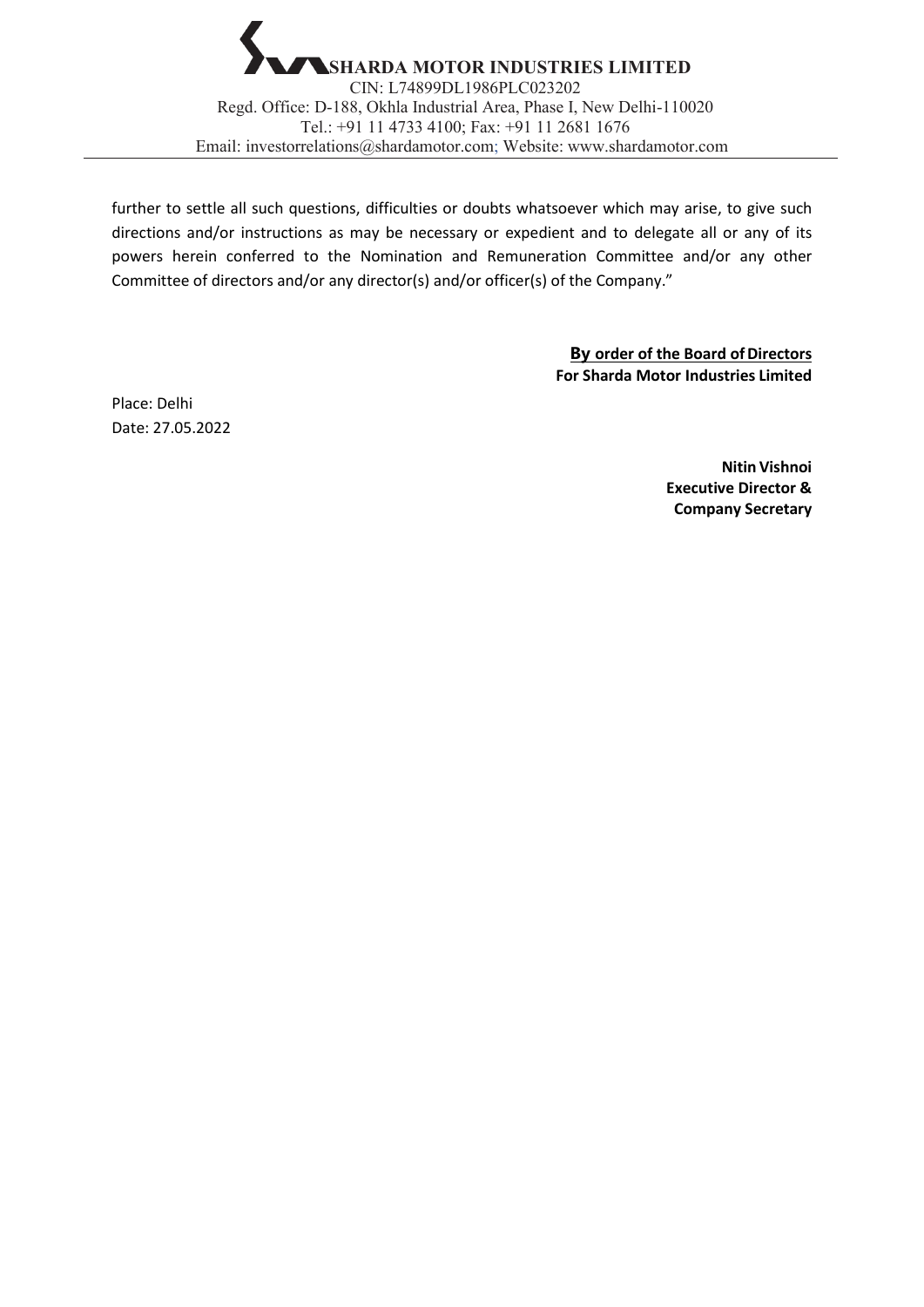further to settle all such questions, difficulties or doubts whatsoever which may arise, to give such directions and/or instructions as may be necessary or expedient and to delegate all or any of its powers herein conferred to the Nomination and Remuneration Committee and/or any other Committee of directors and/or any director(s) and/or officer(s) of the Company."

**By order of the Board of Directors**
**For Sharda Motor Industries Limited**

Place: Delhi
Date: 27.05.2022

**Nitin Vishnoi**
**Executive Director &**
**Company Secretary**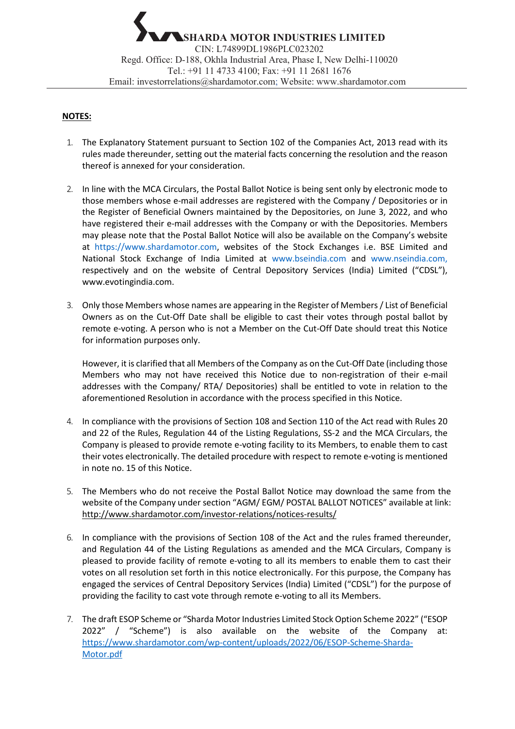**NOTES:**

1. The Explanatory Statement pursuant to Section 102 of the Companies Act, 2013 read with its rules made thereunder, setting out the material facts concerning the resolution and the reason thereof is annexed for your consideration.

2. In line with the MCA Circulars, the Postal Ballot Notice is being sent only by electronic mode to those members whose e-mail addresses are registered with the Company / Depositories or in the Register of Beneficial Owners maintained by the Depositories, on June 3, 2022, and who have registered their e-mail addresses with the Company or with the Depositories. Members may please note that the Postal Ballot Notice will also be available on the Company's website at https://www.shardamotor.com, websites of the Stock Exchanges i.e. BSE Limited and National Stock Exchange of India Limited at www.bseindia.com and www.nseindia.com, respectively and on the website of Central Depository Services (India) Limited ("CDSL"), www.evotingindia.com.

3. Only those Members whose names are appearing in the Register of Members / List of Beneficial Owners as on the Cut-Off Date shall be eligible to cast their votes through postal ballot by remote e-voting. A person who is not a Member on the Cut-Off Date should treat this Notice for information purposes only.

   However, it is clarified that all Members of the Company as on the Cut-Off Date (including those Members who may not have received this Notice due to non-registration of their e-mail addresses with the Company/ RTA/ Depositories) shall be entitled to vote in relation to the aforementioned Resolution in accordance with the process specified in this Notice.

4. In compliance with the provisions of Section 108 and Section 110 of the Act read with Rules 20 and 22 of the Rules, Regulation 44 of the Listing Regulations, SS-2 and the MCA Circulars, the Company is pleased to provide remote e-voting facility to its Members, to enable them to cast their votes electronically. The detailed procedure with respect to remote e-voting is mentioned in note no. 15 of this Notice.

5. The Members who do not receive the Postal Ballot Notice may download the same from the website of the Company under section "AGM/ EGM/ POSTAL BALLOT NOTICES" available at link: http://www.shardamotor.com/investor-relations/notices-results/

6. In compliance with the provisions of Section 108 of the Act and the rules framed thereunder, and Regulation 44 of the Listing Regulations as amended and the MCA Circulars, Company is pleased to provide facility of remote e-voting to all its members to enable them to cast their votes on all resolution set forth in this notice electronically. For this purpose, the Company has engaged the services of Central Depository Services (India) Limited ("CDSL") for the purpose of providing the facility to cast vote through remote e-voting to all its Members.

7. The draft ESOP Scheme or "Sharda Motor Industries Limited Stock Option Scheme 2022" ("ESOP 2022" / "Scheme") is also available on the website of the Company at: https://www.shardamotor.com/wp-content/uploads/2022/06/ESOP-Scheme-Sharda-Motor.pdf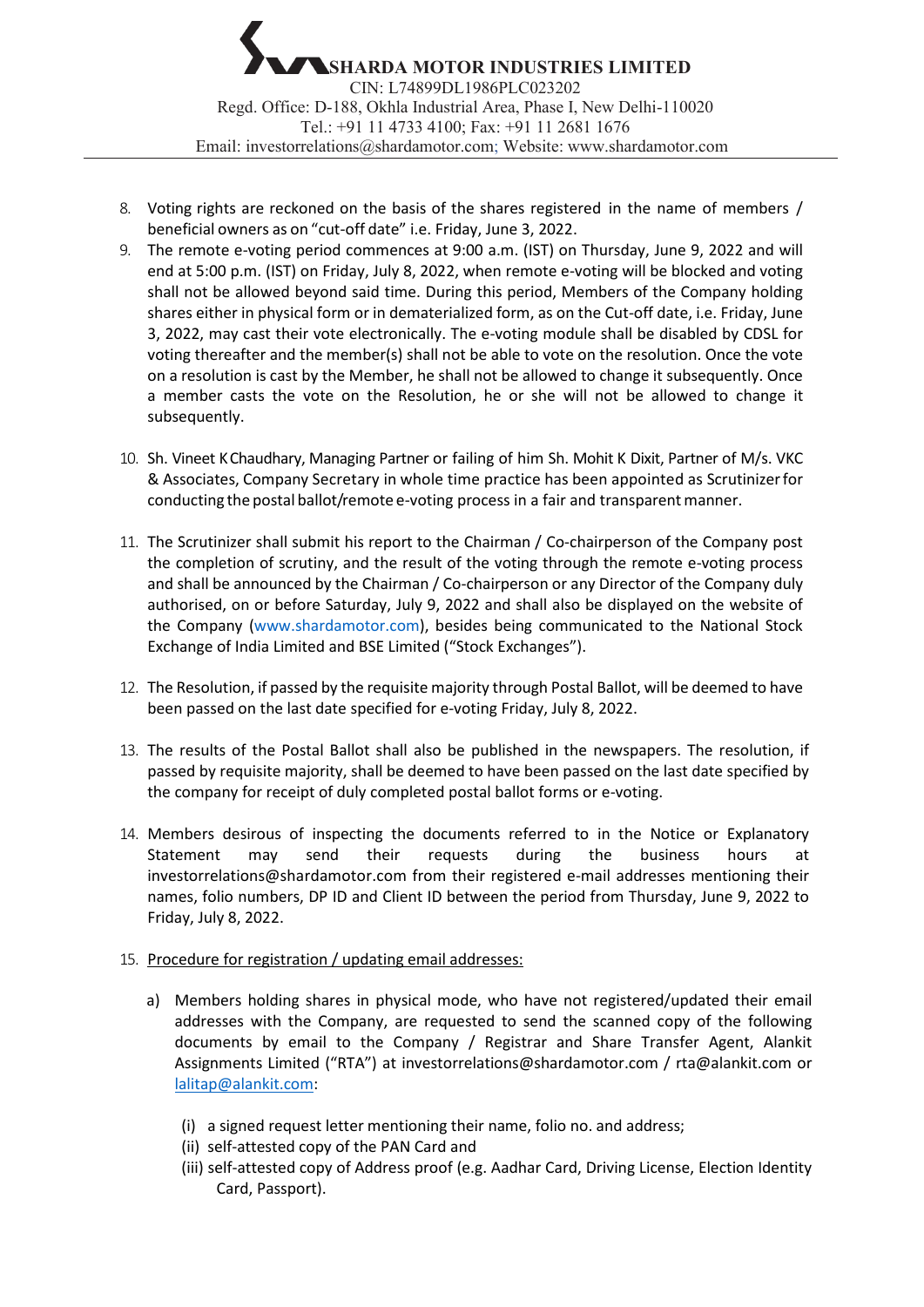8. Voting rights are reckoned on the basis of the shares registered in the name of members / beneficial owners as on "cut-off date" i.e. Friday, June 3, 2022.
9. The remote e-voting period commences at 9:00 a.m. (IST) on Thursday, June 9, 2022 and will end at 5:00 p.m. (IST) on Friday, July 8, 2022, when remote e-voting will be blocked and voting shall not be allowed beyond said time. During this period, Members of the Company holding shares either in physical form or in dematerialized form, as on the Cut-off date, i.e. Friday, June 3, 2022, may cast their vote electronically. The e-voting module shall be disabled by CDSL for voting thereafter and the member(s) shall not be able to vote on the resolution. Once the vote on a resolution is cast by the Member, he shall not be allowed to change it subsequently. Once a member casts the vote on the Resolution, he or she will not be allowed to change it subsequently.
10. Sh. Vineet K Chaudhary, Managing Partner or failing of him Sh. Mohit K Dixit, Partner of M/s. VKC & Associates, Company Secretary in whole time practice has been appointed as Scrutinizer for conducting the postal ballot/remote e-voting process in a fair and transparent manner.
11. The Scrutinizer shall submit his report to the Chairman / Co-chairperson of the Company post the completion of scrutiny, and the result of the voting through the remote e-voting process and shall be announced by the Chairman / Co-chairperson or any Director of the Company duly authorised, on or before Saturday, July 9, 2022 and shall also be displayed on the website of the Company (www.shardamotor.com), besides being communicated to the National Stock Exchange of India Limited and BSE Limited ("Stock Exchanges").
12. The Resolution, if passed by the requisite majority through Postal Ballot, will be deemed to have been passed on the last date specified for e-voting Friday, July 8, 2022.
13. The results of the Postal Ballot shall also be published in the newspapers. The resolution, if passed by requisite majority, shall be deemed to have been passed on the last date specified by the company for receipt of duly completed postal ballot forms or e-voting.
14. Members desirous of inspecting the documents referred to in the Notice or Explanatory Statement may send their requests during the business hours at investorrelations@shardamotor.com from their registered e-mail addresses mentioning their names, folio numbers, DP ID and Client ID between the period from Thursday, June 9, 2022 to Friday, July 8, 2022.
15. Procedure for registration / updating email addresses:

    a) Members holding shares in physical mode, who have not registered/updated their email addresses with the Company, are requested to send the scanned copy of the following documents by email to the Company / Registrar and Share Transfer Agent, Alankit Assignments Limited ("RTA") at investorrelations@shardamotor.com / rta@alankit.com or lalitap@alankit.com:

        (i) a signed request letter mentioning their name, folio no. and address;
        (ii) self-attested copy of the PAN Card and
        (iii) self-attested copy of Address proof (e.g. Aadhar Card, Driving License, Election Identity Card, Passport).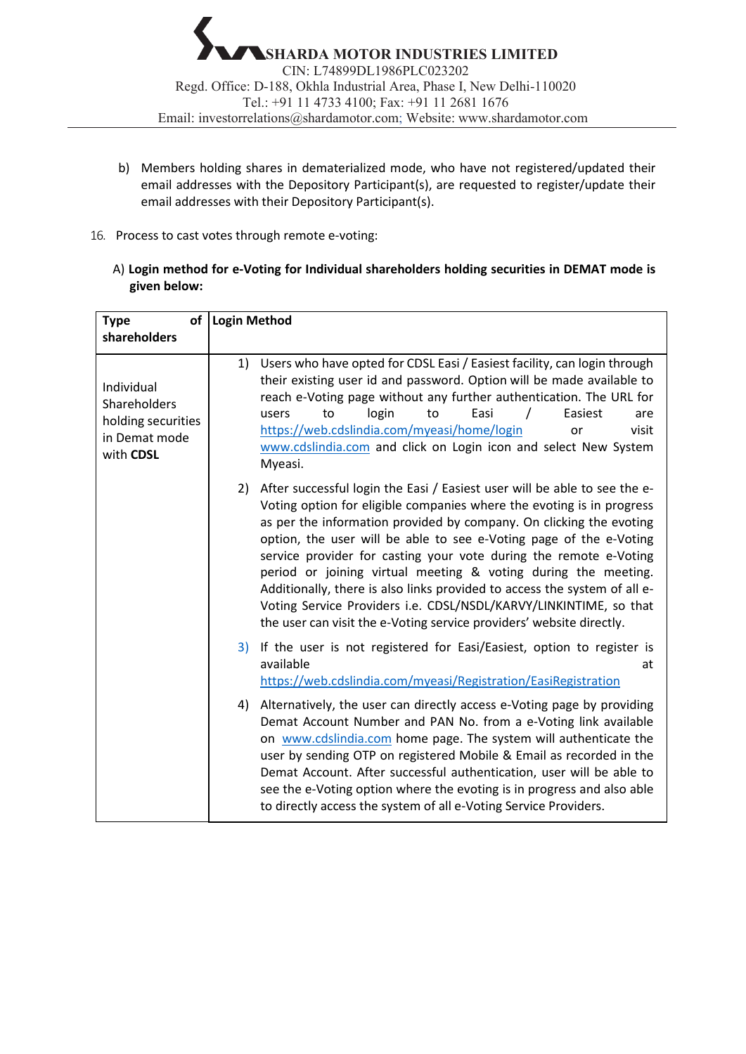b) Members holding shares in dematerialized mode, who have not registered/updated their email addresses with the Depository Participant(s), are requested to register/update their email addresses with their Depository Participant(s).

16. Process to cast votes through remote e-voting:

A) **Login method for e-Voting for Individual shareholders holding securities in DEMAT mode is given below:**

| **Type of shareholders** | **Login Method** |
|---|---|
| Individual Shareholders holding securities in Demat mode with **CDSL** | 1) Users who have opted for CDSL Easi / Easiest facility, can login through their existing user id and password. Option will be made available to reach e-Voting page without any further authentication. The URL for users to login to Easi / Easiest are https://web.cdslindia.com/myeasi/home/login or visit www.cdslindia.com and click on Login icon and select New System Myeasi.<br><br>2) After successful login the Easi / Easiest user will be able to see the e-Voting option for eligible companies where the evoting is in progress as per the information provided by company. On clicking the evoting option, the user will be able to see e-Voting page of the e-Voting service provider for casting your vote during the remote e-Voting period or joining virtual meeting & voting during the meeting. Additionally, there is also links provided to access the system of all e-Voting Service Providers i.e. CDSL/NSDL/KARVY/LINKINTIME, so that the user can visit the e-Voting service providers' website directly.<br><br>3) If the user is not registered for Easi/Easiest, option to register is available at https://web.cdslindia.com/myeasi/Registration/EasiRegistration<br><br>4) Alternatively, the user can directly access e-Voting page by providing Demat Account Number and PAN No. from a e-Voting link available on www.cdslindia.com home page. The system will authenticate the user by sending OTP on registered Mobile & Email as recorded in the Demat Account. After successful authentication, user will be able to see the e-Voting option where the evoting is in progress and also able to directly access the system of all e-Voting Service Providers. |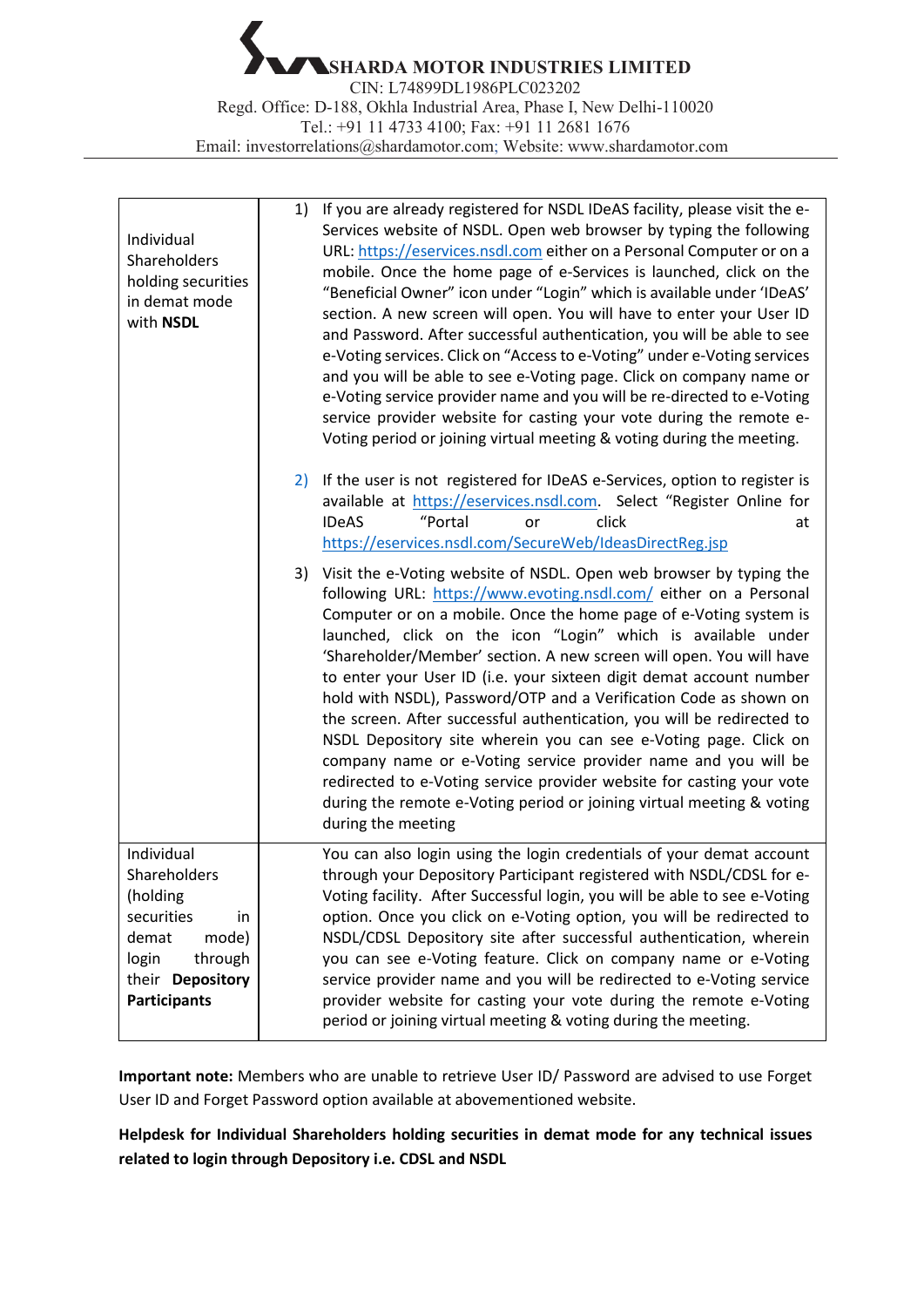| Individual Shareholders holding securities in demat mode with **NSDL** | 1) If you are already registered for NSDL IDeAS facility, please visit the e-Services website of NSDL. Open web browser by typing the following URL: https://eservices.nsdl.com either on a Personal Computer or on a mobile. Once the home page of e-Services is launched, click on the "Beneficial Owner" icon under "Login" which is available under 'IDeAS' section. A new screen will open. You will have to enter your User ID and Password. After successful authentication, you will be able to see e-Voting services. Click on "Access to e-Voting" under e-Voting services and you will be able to see e-Voting page. Click on company name or e-Voting service provider name and you will be re-directed to e-Voting service provider website for casting your vote during the remote e-Voting period or joining virtual meeting & voting during the meeting.<br><br>2) If the user is not registered for IDeAS e-Services, option to register is available at https://eservices.nsdl.com. Select "Register Online for IDeAS "Portal or click at https://eservices.nsdl.com/SecureWeb/IdeasDirectReg.jsp<br><br>3) Visit the e-Voting website of NSDL. Open web browser by typing the following URL: https://www.evoting.nsdl.com/ either on a Personal Computer or on a mobile. Once the home page of e-Voting system is launched, click on the icon "Login" which is available under 'Shareholder/Member' section. A new screen will open. You will have to enter your User ID (i.e. your sixteen digit demat account number hold with NSDL), Password/OTP and a Verification Code as shown on the screen. After successful authentication, you will be redirected to NSDL Depository site wherein you can see e-Voting page. Click on company name or e-Voting service provider name and you will be redirected to e-Voting service provider website for casting your vote during the remote e-Voting period or joining virtual meeting & voting during the meeting |
|---|---|
| Individual Shareholders (holding securities in demat mode) login through their **Depository Participants** | You can also login using the login credentials of your demat account through your Depository Participant registered with NSDL/CDSL for e-Voting facility. After Successful login, you will be able to see e-Voting option. Once you click on e-Voting option, you will be redirected to NSDL/CDSL Depository site after successful authentication, wherein you can see e-Voting feature. Click on company name or e-Voting service provider name and you will be redirected to e-Voting service provider website for casting your vote during the remote e-Voting period or joining virtual meeting & voting during the meeting. |

**Important note:** Members who are unable to retrieve User ID/ Password are advised to use Forget User ID and Forget Password option available at abovementioned website.

**Helpdesk for Individual Shareholders holding securities in demat mode for any technical issues related to login through Depository i.e. CDSL and NSDL**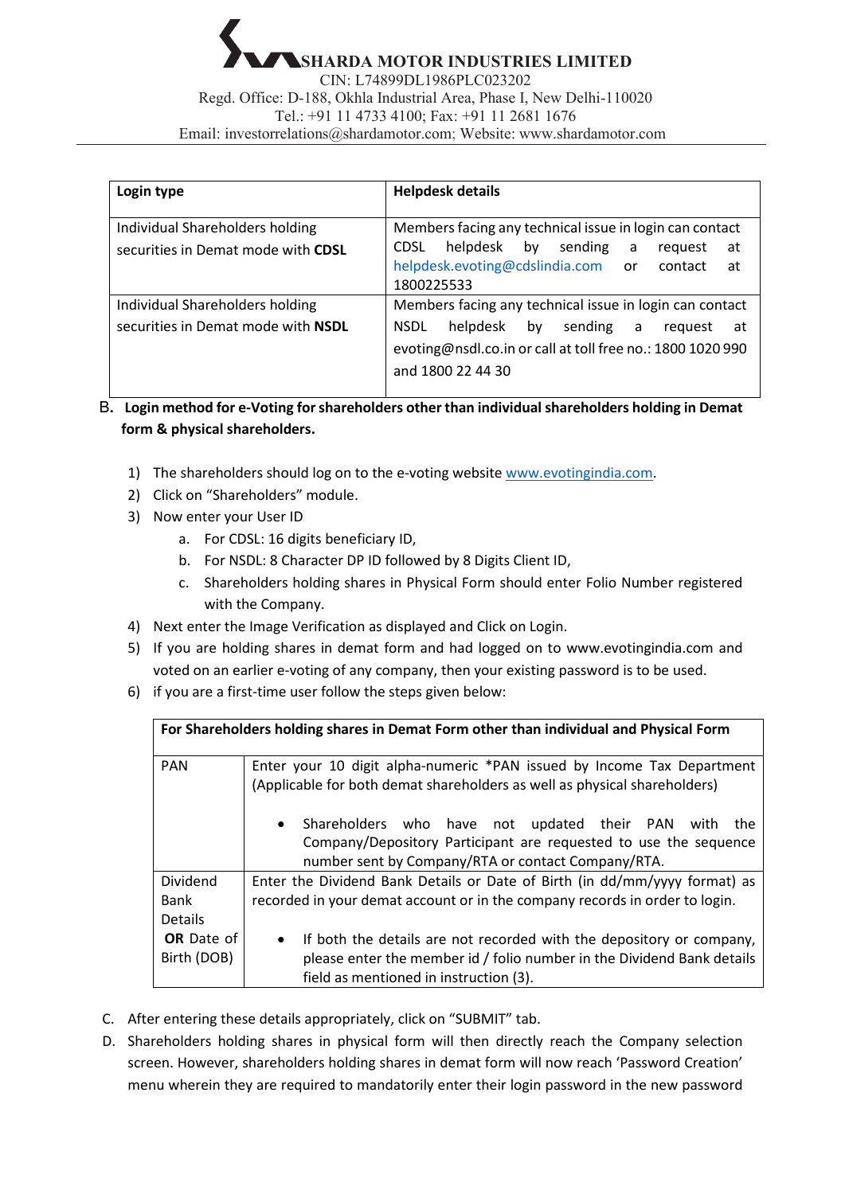| Login type | Helpdesk details |
|---|---|
| Individual Shareholders holding securities in Demat mode with **CDSL** | Members facing any technical issue in login can contact CDSL helpdesk by sending a request at helpdesk.evoting@cdslindia.com or contact at 1800225533 |
| Individual Shareholders holding securities in Demat mode with **NSDL** | Members facing any technical issue in login can contact NSDL helpdesk by sending a request at evoting@nsdl.co.in or call at toll free no.: 1800 1020 990 and 1800 22 44 30 |

B. **Login method for e-Voting for shareholders other than individual shareholders holding in Demat form & physical shareholders.**

1) The shareholders should log on to the e-voting website www.evotingindia.com.
2) Click on "Shareholders" module.
3) Now enter your User ID
   a. For CDSL: 16 digits beneficiary ID,
   b. For NSDL: 8 Character DP ID followed by 8 Digits Client ID,
   c. Shareholders holding shares in Physical Form should enter Folio Number registered with the Company.
4) Next enter the Image Verification as displayed and Click on Login.
5) If you are holding shares in demat form and had logged on to www.evotingindia.com and voted on an earlier e-voting of any company, then your existing password is to be used.
6) if you are a first-time user follow the steps given below:

| **For Shareholders holding shares in Demat Form other than individual and Physical Form** | |
|---|---|
| PAN | Enter your 10 digit alpha-numeric *PAN issued by Income Tax Department (Applicable for both demat shareholders as well as physical shareholders)<br><br>• Shareholders who have not updated their PAN with the Company/Depository Participant are requested to use the sequence number sent by Company/RTA or contact Company/RTA. |
| Dividend Bank Details **OR** Date of Birth (DOB) | Enter the Dividend Bank Details or Date of Birth (in dd/mm/yyyy format) as recorded in your demat account or in the company records in order to login.<br><br>• If both the details are not recorded with the depository or company, please enter the member id / folio number in the Dividend Bank details field as mentioned in instruction (3). |

C. After entering these details appropriately, click on "SUBMIT" tab.

D. Shareholders holding shares in physical form will then directly reach the Company selection screen. However, shareholders holding shares in demat form will now reach 'Password Creation' menu wherein they are required to mandatorily enter their login password in the new password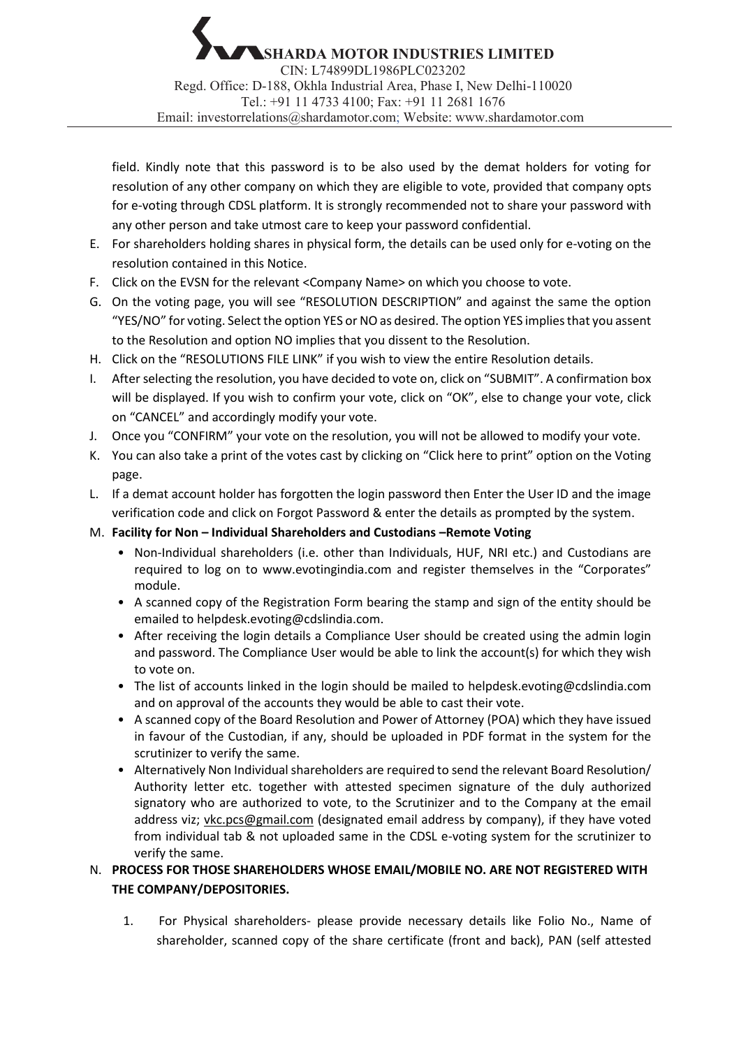field. Kindly note that this password is to be also used by the demat holders for voting for resolution of any other company on which they are eligible to vote, provided that company opts for e-voting through CDSL platform. It is strongly recommended not to share your password with any other person and take utmost care to keep your password confidential.

E. For shareholders holding shares in physical form, the details can be used only for e-voting on the resolution contained in this Notice.
F. Click on the EVSN for the relevant <Company Name> on which you choose to vote.
G. On the voting page, you will see "RESOLUTION DESCRIPTION" and against the same the option "YES/NO" for voting. Select the option YES or NO as desired. The option YES implies that you assent to the Resolution and option NO implies that you dissent to the Resolution.
H. Click on the "RESOLUTIONS FILE LINK" if you wish to view the entire Resolution details.
I. After selecting the resolution, you have decided to vote on, click on "SUBMIT". A confirmation box will be displayed. If you wish to confirm your vote, click on "OK", else to change your vote, click on "CANCEL" and accordingly modify your vote.
J. Once you "CONFIRM" your vote on the resolution, you will not be allowed to modify your vote.
K. You can also take a print of the votes cast by clicking on "Click here to print" option on the Voting page.
L. If a demat account holder has forgotten the login password then Enter the User ID and the image verification code and click on Forgot Password & enter the details as prompted by the system.
M. **Facility for Non – Individual Shareholders and Custodians –Remote Voting**
   - Non-Individual shareholders (i.e. other than Individuals, HUF, NRI etc.) and Custodians are required to log on to www.evotingindia.com and register themselves in the "Corporates" module.
   - A scanned copy of the Registration Form bearing the stamp and sign of the entity should be emailed to helpdesk.evoting@cdslindia.com.
   - After receiving the login details a Compliance User should be created using the admin login and password. The Compliance User would be able to link the account(s) for which they wish to vote on.
   - The list of accounts linked in the login should be mailed to helpdesk.evoting@cdslindia.com and on approval of the accounts they would be able to cast their vote.
   - A scanned copy of the Board Resolution and Power of Attorney (POA) which they have issued in favour of the Custodian, if any, should be uploaded in PDF format in the system for the scrutinizer to verify the same.
   - Alternatively Non Individual shareholders are required to send the relevant Board Resolution/ Authority letter etc. together with attested specimen signature of the duly authorized signatory who are authorized to vote, to the Scrutinizer and to the Company at the email address viz; vkc.pcs@gmail.com (designated email address by company), if they have voted from individual tab & not uploaded same in the CDSL e-voting system for the scrutinizer to verify the same.

N. **PROCESS FOR THOSE SHAREHOLDERS WHOSE EMAIL/MOBILE NO. ARE NOT REGISTERED WITH THE COMPANY/DEPOSITORIES.**

   1. For Physical shareholders- please provide necessary details like Folio No., Name of shareholder, scanned copy of the share certificate (front and back), PAN (self attested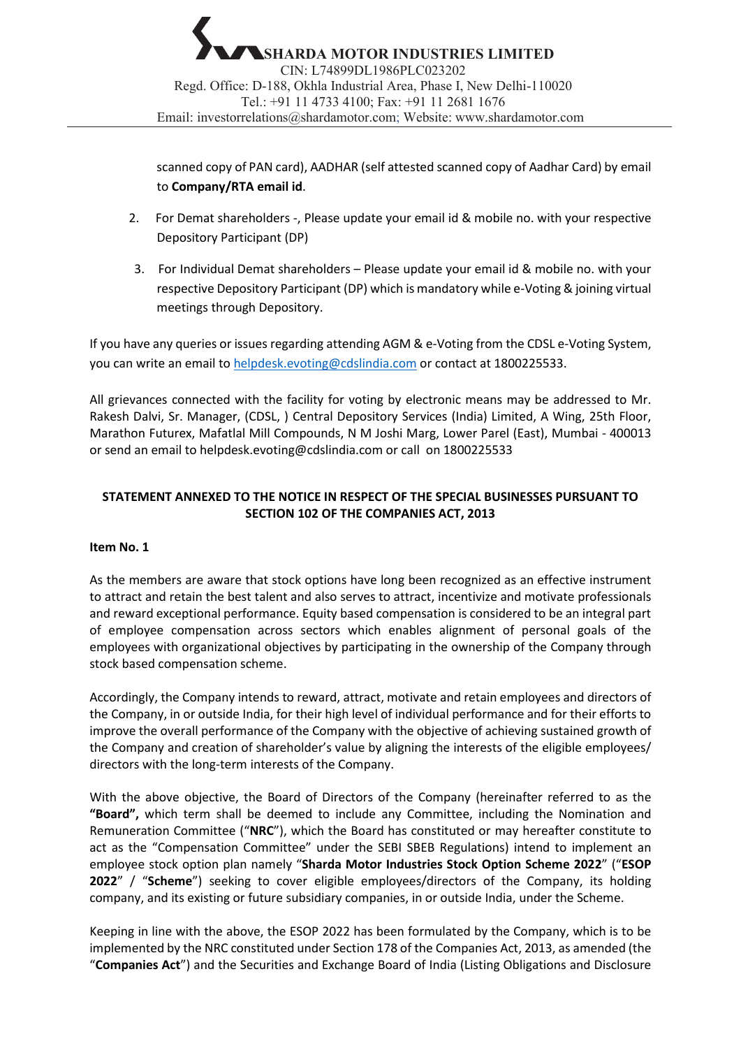scanned copy of PAN card), AADHAR (self attested scanned copy of Aadhar Card) by email to **Company/RTA email id**.

2. For Demat shareholders -, Please update your email id & mobile no. with your respective Depository Participant (DP)

3. For Individual Demat shareholders – Please update your email id & mobile no. with your respective Depository Participant (DP) which is mandatory while e-Voting & joining virtual meetings through Depository.

If you have any queries or issues regarding attending AGM & e-Voting from the CDSL e-Voting System, you can write an email to helpdesk.evoting@cdslindia.com or contact at 1800225533.

All grievances connected with the facility for voting by electronic means may be addressed to Mr. Rakesh Dalvi, Sr. Manager, (CDSL, ) Central Depository Services (India) Limited, A Wing, 25th Floor, Marathon Futurex, Mafatlal Mill Compounds, N M Joshi Marg, Lower Parel (East), Mumbai - 400013 or send an email to helpdesk.evoting@cdslindia.com or call on 1800225533

**STATEMENT ANNEXED TO THE NOTICE IN RESPECT OF THE SPECIAL BUSINESSES PURSUANT TO SECTION 102 OF THE COMPANIES ACT, 2013**

**Item No. 1**

As the members are aware that stock options have long been recognized as an effective instrument to attract and retain the best talent and also serves to attract, incentivize and motivate professionals and reward exceptional performance. Equity based compensation is considered to be an integral part of employee compensation across sectors which enables alignment of personal goals of the employees with organizational objectives by participating in the ownership of the Company through stock based compensation scheme.

Accordingly, the Company intends to reward, attract, motivate and retain employees and directors of the Company, in or outside India, for their high level of individual performance and for their efforts to improve the overall performance of the Company with the objective of achieving sustained growth of the Company and creation of shareholder's value by aligning the interests of the eligible employees/ directors with the long-term interests of the Company.

With the above objective, the Board of Directors of the Company (hereinafter referred to as the **"Board",** which term shall be deemed to include any Committee, including the Nomination and Remuneration Committee ("**NRC**"), which the Board has constituted or may hereafter constitute to act as the "Compensation Committee" under the SEBI SBEB Regulations) intend to implement an employee stock option plan namely "**Sharda Motor Industries Stock Option Scheme 2022**" ("**ESOP 2022**" / "**Scheme**") seeking to cover eligible employees/directors of the Company, its holding company, and its existing or future subsidiary companies, in or outside India, under the Scheme.

Keeping in line with the above, the ESOP 2022 has been formulated by the Company, which is to be implemented by the NRC constituted under Section 178 of the Companies Act, 2013, as amended (the "**Companies Act**") and the Securities and Exchange Board of India (Listing Obligations and Disclosure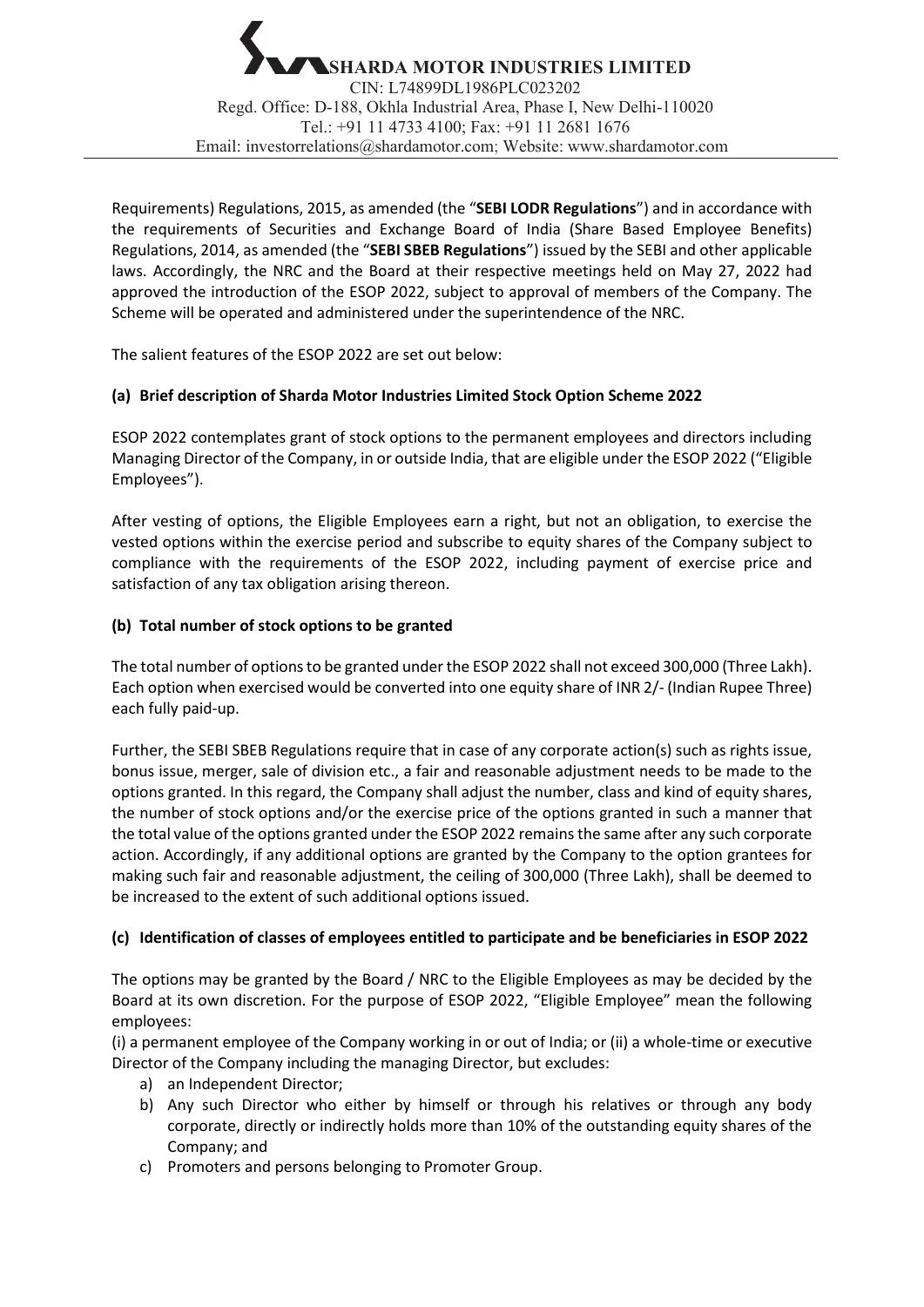Requirements) Regulations, 2015, as amended (the "**SEBI LODR Regulations**") and in accordance with the requirements of Securities and Exchange Board of India (Share Based Employee Benefits) Regulations, 2014, as amended (the "**SEBI SBEB Regulations**") issued by the SEBI and other applicable laws. Accordingly, the NRC and the Board at their respective meetings held on May 27, 2022 had approved the introduction of the ESOP 2022, subject to approval of members of the Company. The Scheme will be operated and administered under the superintendence of the NRC.

The salient features of the ESOP 2022 are set out below:

**(a) Brief description of Sharda Motor Industries Limited Stock Option Scheme 2022**

ESOP 2022 contemplates grant of stock options to the permanent employees and directors including Managing Director of the Company, in or outside India, that are eligible under the ESOP 2022 ("Eligible Employees").

After vesting of options, the Eligible Employees earn a right, but not an obligation, to exercise the vested options within the exercise period and subscribe to equity shares of the Company subject to compliance with the requirements of the ESOP 2022, including payment of exercise price and satisfaction of any tax obligation arising thereon.

**(b) Total number of stock options to be granted**

The total number of options to be granted under the ESOP 2022 shall not exceed 300,000 (Three Lakh). Each option when exercised would be converted into one equity share of INR 2/- (Indian Rupee Three) each fully paid-up.

Further, the SEBI SBEB Regulations require that in case of any corporate action(s) such as rights issue, bonus issue, merger, sale of division etc., a fair and reasonable adjustment needs to be made to the options granted. In this regard, the Company shall adjust the number, class and kind of equity shares, the number of stock options and/or the exercise price of the options granted in such a manner that the total value of the options granted under the ESOP 2022 remains the same after any such corporate action. Accordingly, if any additional options are granted by the Company to the option grantees for making such fair and reasonable adjustment, the ceiling of 300,000 (Three Lakh), shall be deemed to be increased to the extent of such additional options issued.

**(c) Identification of classes of employees entitled to participate and be beneficiaries in ESOP 2022**

The options may be granted by the Board / NRC to the Eligible Employees as may be decided by the Board at its own discretion. For the purpose of ESOP 2022, "Eligible Employee" mean the following employees:

(i) a permanent employee of the Company working in or out of India; or (ii) a whole-time or executive Director of the Company including the managing Director, but excludes:

a) an Independent Director;
b) Any such Director who either by himself or through his relatives or through any body corporate, directly or indirectly holds more than 10% of the outstanding equity shares of the Company; and
c) Promoters and persons belonging to Promoter Group.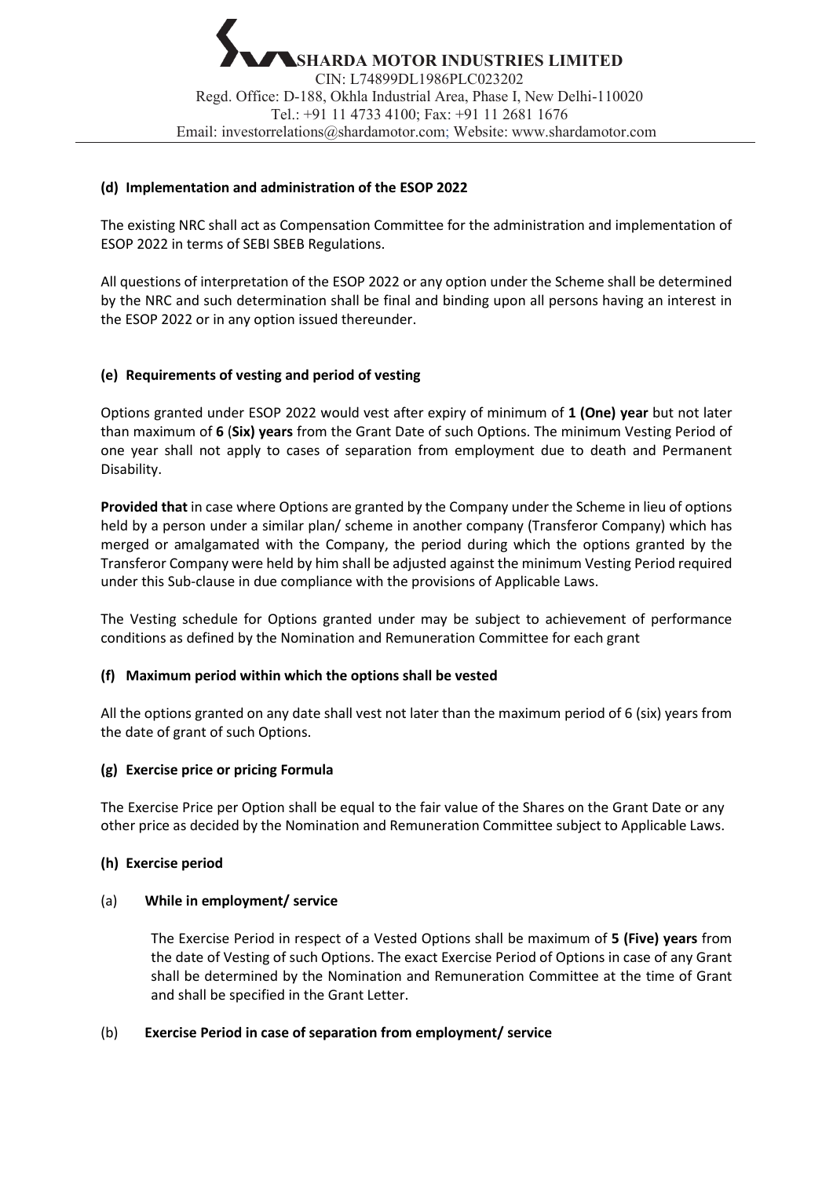### (d) Implementation and administration of the ESOP 2022

The existing NRC shall act as Compensation Committee for the administration and implementation of ESOP 2022 in terms of SEBI SBEB Regulations.

All questions of interpretation of the ESOP 2022 or any option under the Scheme shall be determined by the NRC and such determination shall be final and binding upon all persons having an interest in the ESOP 2022 or in any option issued thereunder.

### (e) Requirements of vesting and period of vesting

Options granted under ESOP 2022 would vest after expiry of minimum of **1 (One) year** but not later than maximum of **6** (**Six) years** from the Grant Date of such Options. The minimum Vesting Period of one year shall not apply to cases of separation from employment due to death and Permanent Disability.

**Provided that** in case where Options are granted by the Company under the Scheme in lieu of options held by a person under a similar plan/ scheme in another company (Transferor Company) which has merged or amalgamated with the Company, the period during which the options granted by the Transferor Company were held by him shall be adjusted against the minimum Vesting Period required under this Sub-clause in due compliance with the provisions of Applicable Laws.

The Vesting schedule for Options granted under may be subject to achievement of performance conditions as defined by the Nomination and Remuneration Committee for each grant

### (f) Maximum period within which the options shall be vested

All the options granted on any date shall vest not later than the maximum period of 6 (six) years from the date of grant of such Options.

### (g) Exercise price or pricing Formula

The Exercise Price per Option shall be equal to the fair value of the Shares on the Grant Date or any other price as decided by the Nomination and Remuneration Committee subject to Applicable Laws.

### (h) Exercise period

#### (a) While in employment/ service

The Exercise Period in respect of a Vested Options shall be maximum of **5 (Five) years** from the date of Vesting of such Options. The exact Exercise Period of Options in case of any Grant shall be determined by the Nomination and Remuneration Committee at the time of Grant and shall be specified in the Grant Letter.

#### (b) Exercise Period in case of separation from employment/ service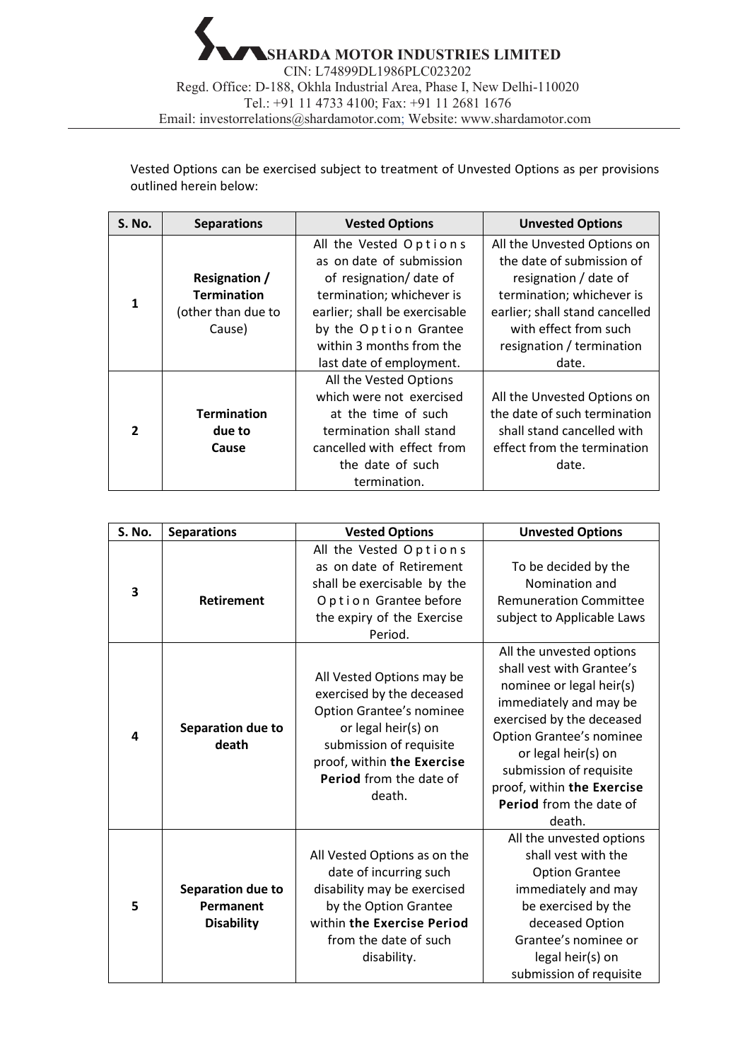Vested Options can be exercised subject to treatment of Unvested Options as per provisions outlined herein below:

| S. No. | Separations | Vested Options | Unvested Options |
|---|---|---|---|
| 1 | **Resignation / Termination** (other than due to Cause) | All the Vested Options as on date of submission of resignation/ date of termination; whichever is earlier; shall be exercisable by the Option Grantee within 3 months from the last date of employment. | All the Unvested Options on the date of submission of resignation / date of termination; whichever is earlier; shall stand cancelled with effect from such resignation / termination date. |
| 2 | **Termination due to Cause** | All the Vested Options which were not exercised at the time of such termination shall stand cancelled with effect from the date of such termination. | All the Unvested Options on the date of such termination shall stand cancelled with effect from the termination date. |
| 3 | **Retirement** | All the Vested Options as on date of Retirement shall be exercisable by the Option Grantee before the expiry of the Exercise Period. | To be decided by the Nomination and Remuneration Committee subject to Applicable Laws |
| 4 | **Separation due to death** | All Vested Options may be exercised by the deceased Option Grantee's nominee or legal heir(s) on submission of requisite proof, within **the Exercise Period** from the date of death. | All the unvested options shall vest with Grantee's nominee or legal heir(s) immediately and may be exercised by the deceased Option Grantee's nominee or legal heir(s) on submission of requisite proof, within **the Exercise Period** from the date of death. |
| 5 | **Separation due to Permanent Disability** | All Vested Options as on the date of incurring such disability may be exercised by the Option Grantee within **the Exercise Period** from the date of such disability. | All the unvested options shall vest with the Option Grantee immediately and may be exercised by the deceased Option Grantee's nominee or legal heir(s) on submission of requisite |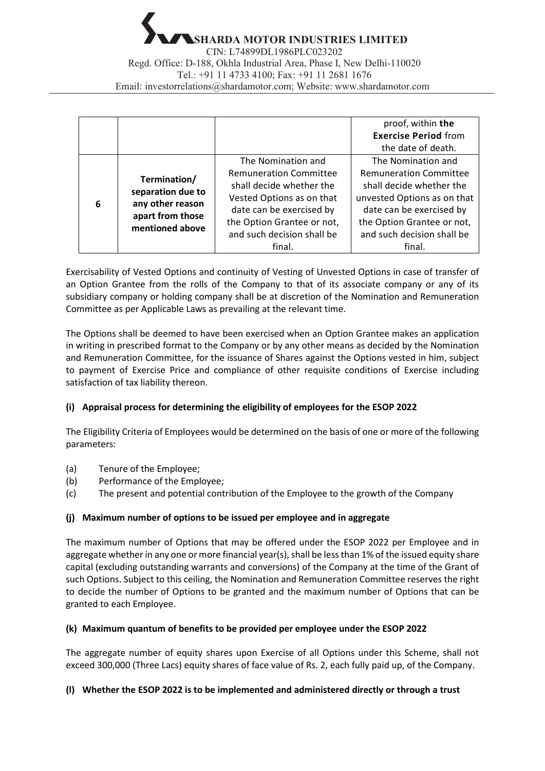| | | | proof, within **the Exercise Period** from the date of death. |
|---|---|---|---|
| 6 | **Termination/ separation due to any other reason apart from those mentioned above** | The Nomination and Remuneration Committee shall decide whether the Vested Options as on that date can be exercised by the Option Grantee or not, and such decision shall be final. | The Nomination and Remuneration Committee shall decide whether the unvested Options as on that date can be exercised by the Option Grantee or not, and such decision shall be final. |

Exercisability of Vested Options and continuity of Vesting of Unvested Options in case of transfer of an Option Grantee from the rolls of the Company to that of its associate company or any of its subsidiary company or holding company shall be at discretion of the Nomination and Remuneration Committee as per Applicable Laws as prevailing at the relevant time.

The Options shall be deemed to have been exercised when an Option Grantee makes an application in writing in prescribed format to the Company or by any other means as decided by the Nomination and Remuneration Committee, for the issuance of Shares against the Options vested in him, subject to payment of Exercise Price and compliance of other requisite conditions of Exercise including satisfaction of tax liability thereon.

**(i) Appraisal process for determining the eligibility of employees for the ESOP 2022**

The Eligibility Criteria of Employees would be determined on the basis of one or more of the following parameters:

(a) Tenure of the Employee;
(b) Performance of the Employee;
(c) The present and potential contribution of the Employee to the growth of the Company

**(j) Maximum number of options to be issued per employee and in aggregate**

The maximum number of Options that may be offered under the ESOP 2022 per Employee and in aggregate whether in any one or more financial year(s), shall be less than 1% of the issued equity share capital (excluding outstanding warrants and conversions) of the Company at the time of the Grant of such Options. Subject to this ceiling, the Nomination and Remuneration Committee reserves the right to decide the number of Options to be granted and the maximum number of Options that can be granted to each Employee.

**(k) Maximum quantum of benefits to be provided per employee under the ESOP 2022**

The aggregate number of equity shares upon Exercise of all Options under this Scheme, shall not exceed 300,000 (Three Lacs) equity shares of face value of Rs. 2, each fully paid up, of the Company.

**(l) Whether the ESOP 2022 is to be implemented and administered directly or through a trust**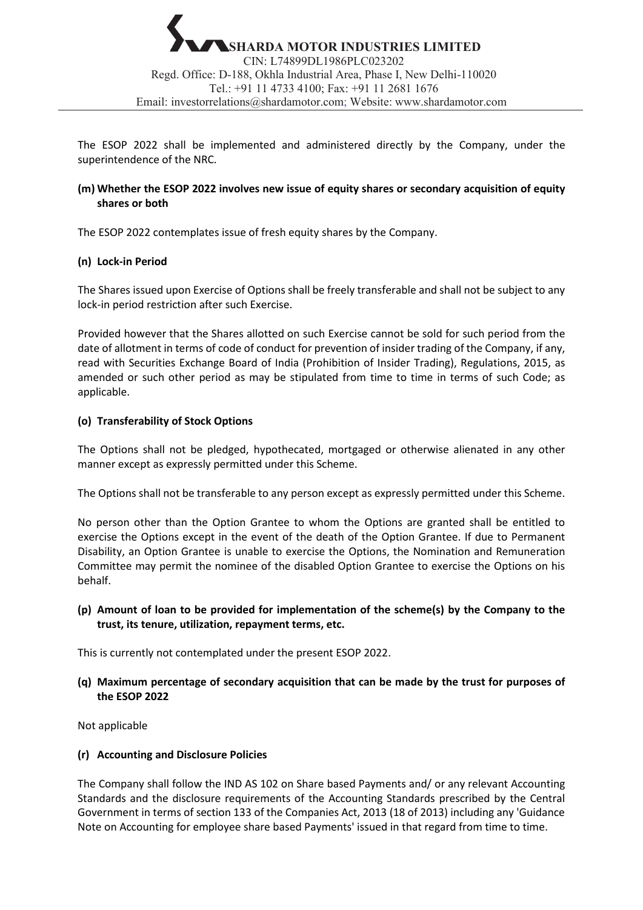The ESOP 2022 shall be implemented and administered directly by the Company, under the superintendence of the NRC.

**(m) Whether the ESOP 2022 involves new issue of equity shares or secondary acquisition of equity shares or both**

The ESOP 2022 contemplates issue of fresh equity shares by the Company.

**(n) Lock-in Period**

The Shares issued upon Exercise of Options shall be freely transferable and shall not be subject to any lock-in period restriction after such Exercise.

Provided however that the Shares allotted on such Exercise cannot be sold for such period from the date of allotment in terms of code of conduct for prevention of insider trading of the Company, if any, read with Securities Exchange Board of India (Prohibition of Insider Trading), Regulations, 2015, as amended or such other period as may be stipulated from time to time in terms of such Code; as applicable.

**(o) Transferability of Stock Options**

The Options shall not be pledged, hypothecated, mortgaged or otherwise alienated in any other manner except as expressly permitted under this Scheme.

The Options shall not be transferable to any person except as expressly permitted under this Scheme.

No person other than the Option Grantee to whom the Options are granted shall be entitled to exercise the Options except in the event of the death of the Option Grantee. If due to Permanent Disability, an Option Grantee is unable to exercise the Options, the Nomination and Remuneration Committee may permit the nominee of the disabled Option Grantee to exercise the Options on his behalf.

**(p) Amount of loan to be provided for implementation of the scheme(s) by the Company to the trust, its tenure, utilization, repayment terms, etc.**

This is currently not contemplated under the present ESOP 2022.

**(q) Maximum percentage of secondary acquisition that can be made by the trust for purposes of the ESOP 2022**

Not applicable

**(r) Accounting and Disclosure Policies**

The Company shall follow the IND AS 102 on Share based Payments and/ or any relevant Accounting Standards and the disclosure requirements of the Accounting Standards prescribed by the Central Government in terms of section 133 of the Companies Act, 2013 (18 of 2013) including any 'Guidance Note on Accounting for employee share based Payments' issued in that regard from time to time.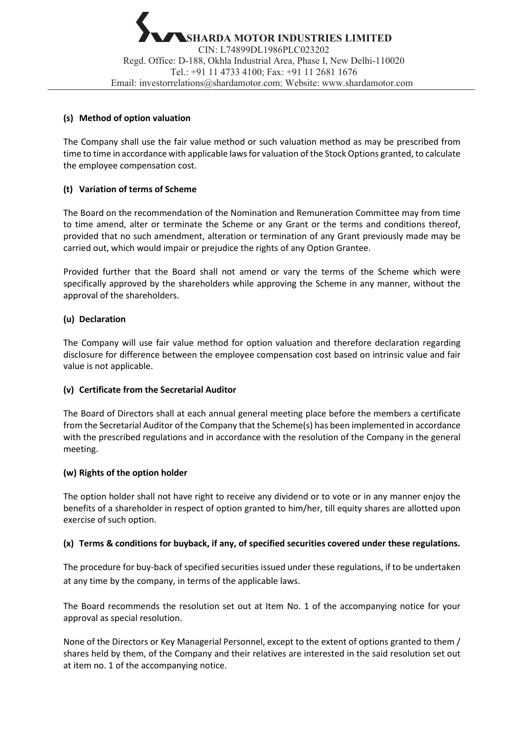**(s) Method of option valuation**

The Company shall use the fair value method or such valuation method as may be prescribed from time to time in accordance with applicable laws for valuation of the Stock Options granted, to calculate the employee compensation cost.

**(t) Variation of terms of Scheme**

The Board on the recommendation of the Nomination and Remuneration Committee may from time to time amend, alter or terminate the Scheme or any Grant or the terms and conditions thereof, provided that no such amendment, alteration or termination of any Grant previously made may be carried out, which would impair or prejudice the rights of any Option Grantee.

Provided further that the Board shall not amend or vary the terms of the Scheme which were specifically approved by the shareholders while approving the Scheme in any manner, without the approval of the shareholders.

**(u) Declaration**

The Company will use fair value method for option valuation and therefore declaration regarding disclosure for difference between the employee compensation cost based on intrinsic value and fair value is not applicable.

**(v) Certificate from the Secretarial Auditor**

The Board of Directors shall at each annual general meeting place before the members a certificate from the Secretarial Auditor of the Company that the Scheme(s) has been implemented in accordance with the prescribed regulations and in accordance with the resolution of the Company in the general meeting.

**(w) Rights of the option holder**

The option holder shall not have right to receive any dividend or to vote or in any manner enjoy the benefits of a shareholder in respect of option granted to him/her, till equity shares are allotted upon exercise of such option.

**(x) Terms & conditions for buyback, if any, of specified securities covered under these regulations.**

The procedure for buy-back of specified securities issued under these regulations, if to be undertaken at any time by the company, in terms of the applicable laws.

The Board recommends the resolution set out at Item No. 1 of the accompanying notice for your approval as special resolution.

None of the Directors or Key Managerial Personnel, except to the extent of options granted to them / shares held by them, of the Company and their relatives are interested in the said resolution set out at item no. 1 of the accompanying notice.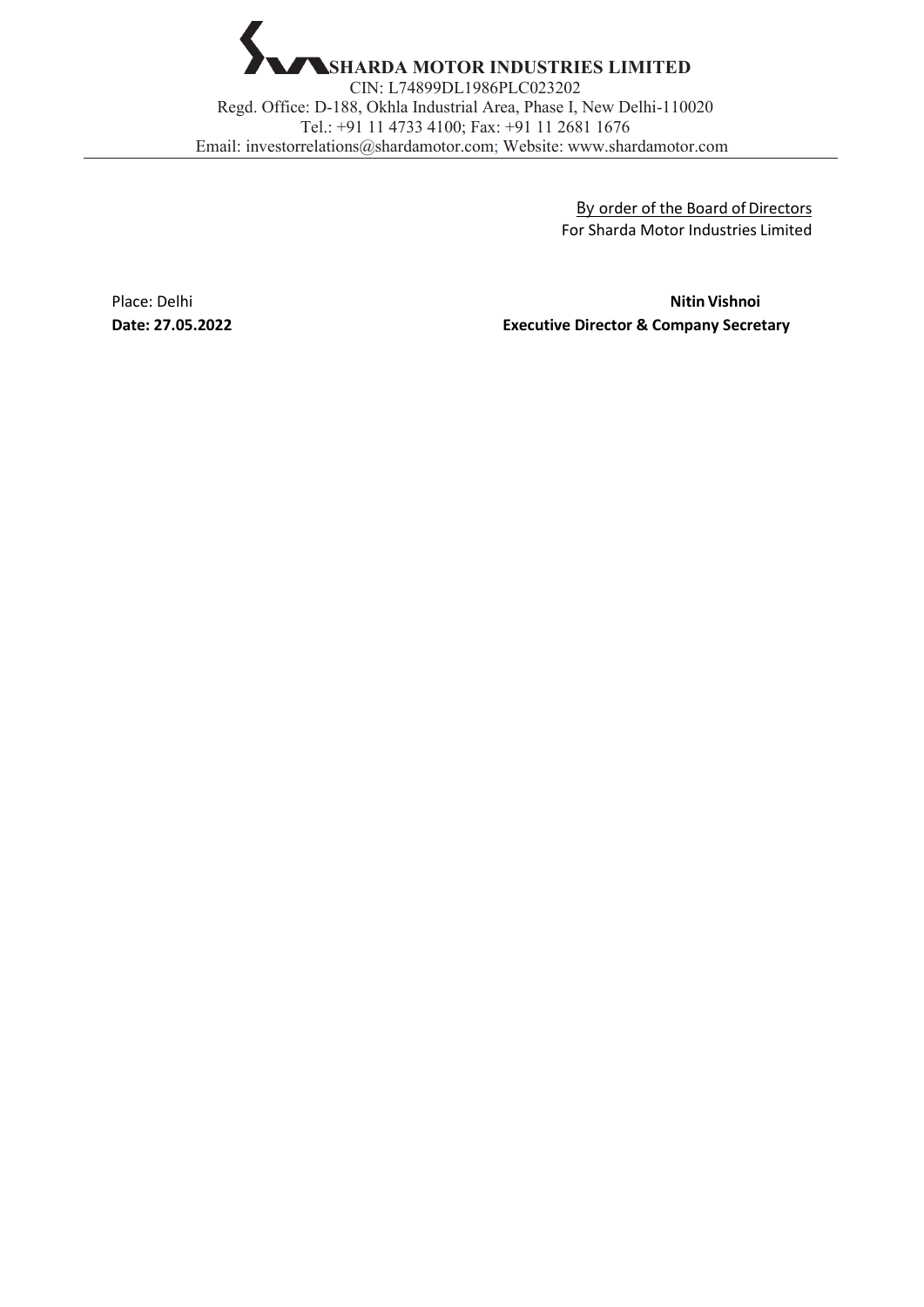**SHARDA MOTOR INDUSTRIES LIMITED**

CIN: L74899DL1986PLC023202

Regd. Office: D-188, Okhla Industrial Area, Phase I, New Delhi-110020

Tel.: +91 11 4733 4100; Fax: +91 11 2681 1676

Email: investorrelations@shardamotor.com; Website: www.shardamotor.com

By order of the Board of Directors

For Sharda Motor Industries Limited

Place: Delhi

**Date: 27.05.2022**

**Nitin Vishnoi**

**Executive Director & Company Secretary**